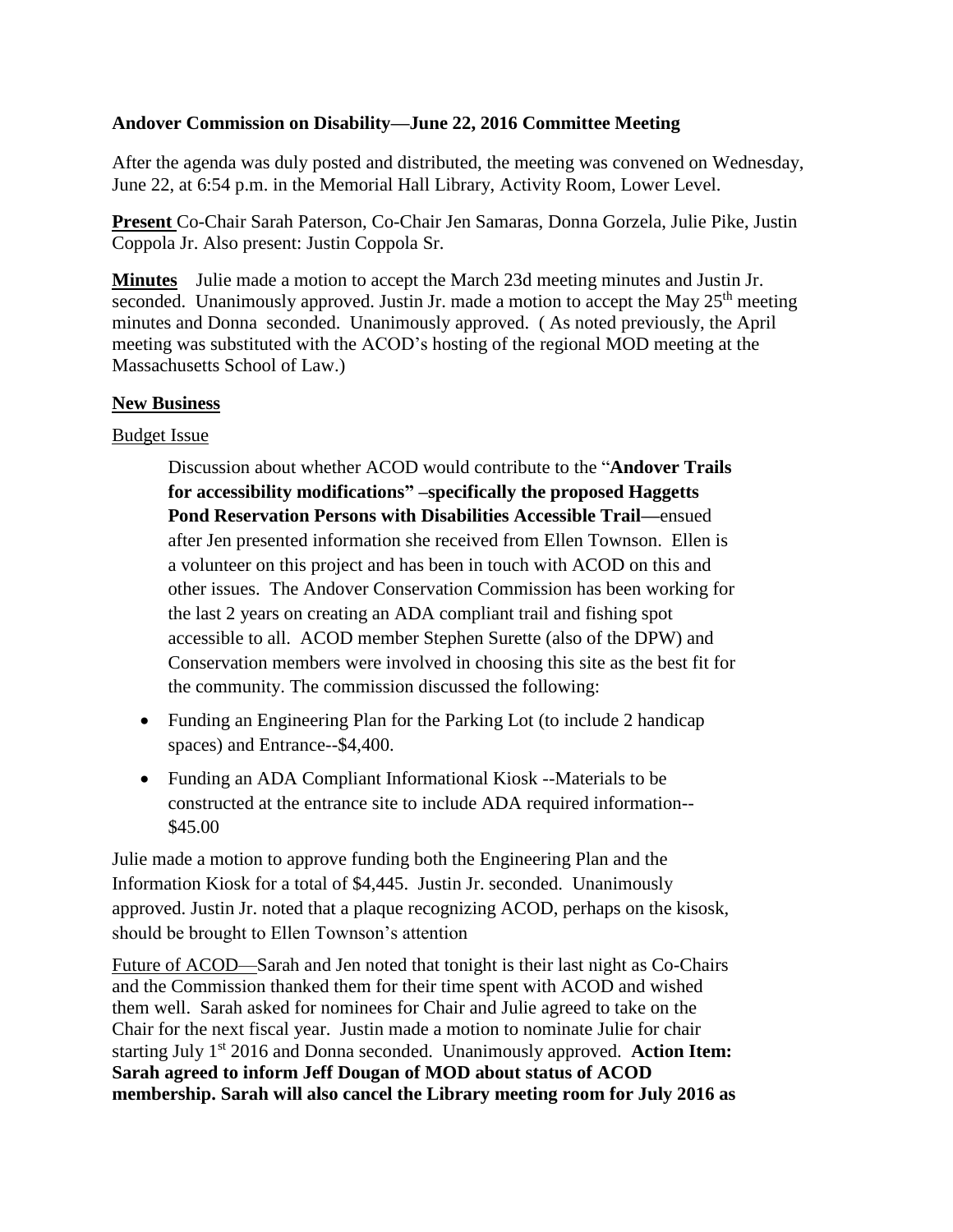**Andover Commission on Disability—June 22, 2016 Committee Meeting**

After the agenda was duly posted and distributed, the meeting was convened on Wednesday, June 22, at 6:54 p.m. in the Memorial Hall Library, Activity Room, Lower Level.

**Present** Co-Chair Sarah Paterson, Co-Chair Jen Samaras, Donna Gorzela, Julie Pike, Justin Coppola Jr. Also present: Justin Coppola Sr.

**Minutes** Julie made a motion to accept the March 23d meeting minutes and Justin Jr. seconded. Unanimously approved. Justin Jr. made a motion to accept the May 25th meeting minutes and Donna seconded. Unanimously approved. ( As noted previously, the April meeting was substituted with the ACOD's hosting of the regional MOD meeting at the Massachusetts School of Law.)

**New Business**

Budget Issue

> Discussion about whether ACOD would contribute to the "**Andover Trails for accessibility modifications" –specifically the proposed Haggetts Pond Reservation Persons with Disabilities Accessible Trail—**ensued after Jen presented information she received from Ellen Townson. Ellen is a volunteer on this project and has been in touch with ACOD on this and other issues. The Andover Conservation Commission has been working for the last 2 years on creating an ADA compliant trail and fishing spot accessible to all. ACOD member Stephen Surette (also of the DPW) and Conservation members were involved in choosing this site as the best fit for the community. The commission discussed the following:

- Funding an Engineering Plan for the Parking Lot (to include 2 handicap spaces) and Entrance--$4,400.
- Funding an ADA Compliant Informational Kiosk --Materials to be constructed at the entrance site to include ADA required information--$45.00

Julie made a motion to approve funding both the Engineering Plan and the Information Kiosk for a total of $4,445. Justin Jr. seconded. Unanimously approved. Justin Jr. noted that a plaque recognizing ACOD, perhaps on the kisosk, should be brought to Ellen Townson's attention

Future of ACOD—Sarah and Jen noted that tonight is their last night as Co-Chairs and the Commission thanked them for their time spent with ACOD and wished them well. Sarah asked for nominees for Chair and Julie agreed to take on the Chair for the next fiscal year. Justin made a motion to nominate Julie for chair starting July 1st 2016 and Donna seconded. Unanimously approved. **Action Item: Sarah agreed to inform Jeff Dougan of MOD about status of ACOD membership. Sarah will also cancel the Library meeting room for July 2016 as**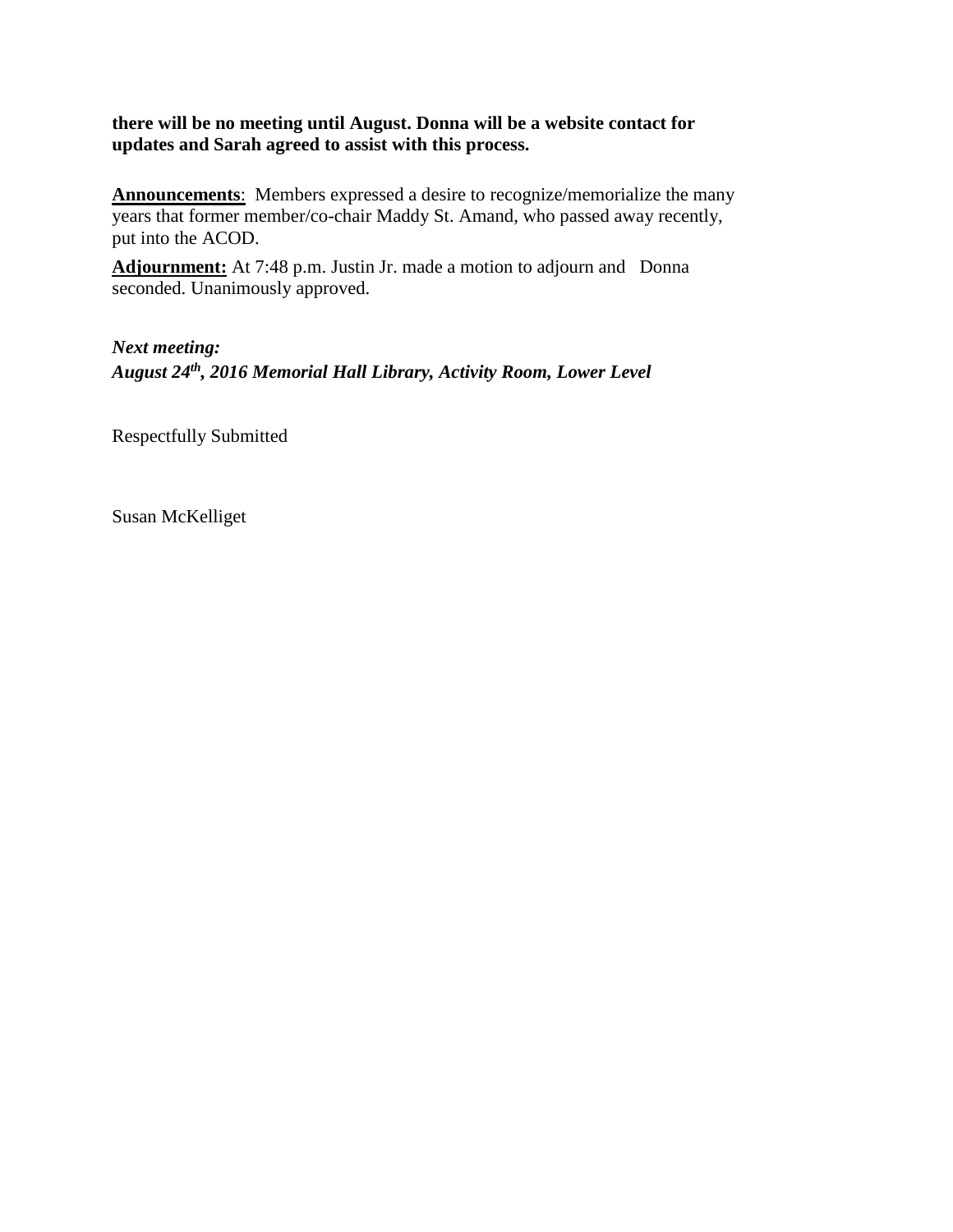**there will be no meeting until August. Donna will be a website contact for updates and Sarah agreed to assist with this process.**

**Announcements**: Members expressed a desire to recognize/memorialize the many years that former member/co-chair Maddy St. Amand, who passed away recently, put into the ACOD.

**Adjournment:** At 7:48 p.m. Justin Jr. made a motion to adjourn and Donna seconded. Unanimously approved.

***Next meeting:***
***August 24th, 2016 Memorial Hall Library, Activity Room, Lower Level***

Respectfully Submitted

Susan McKelliget